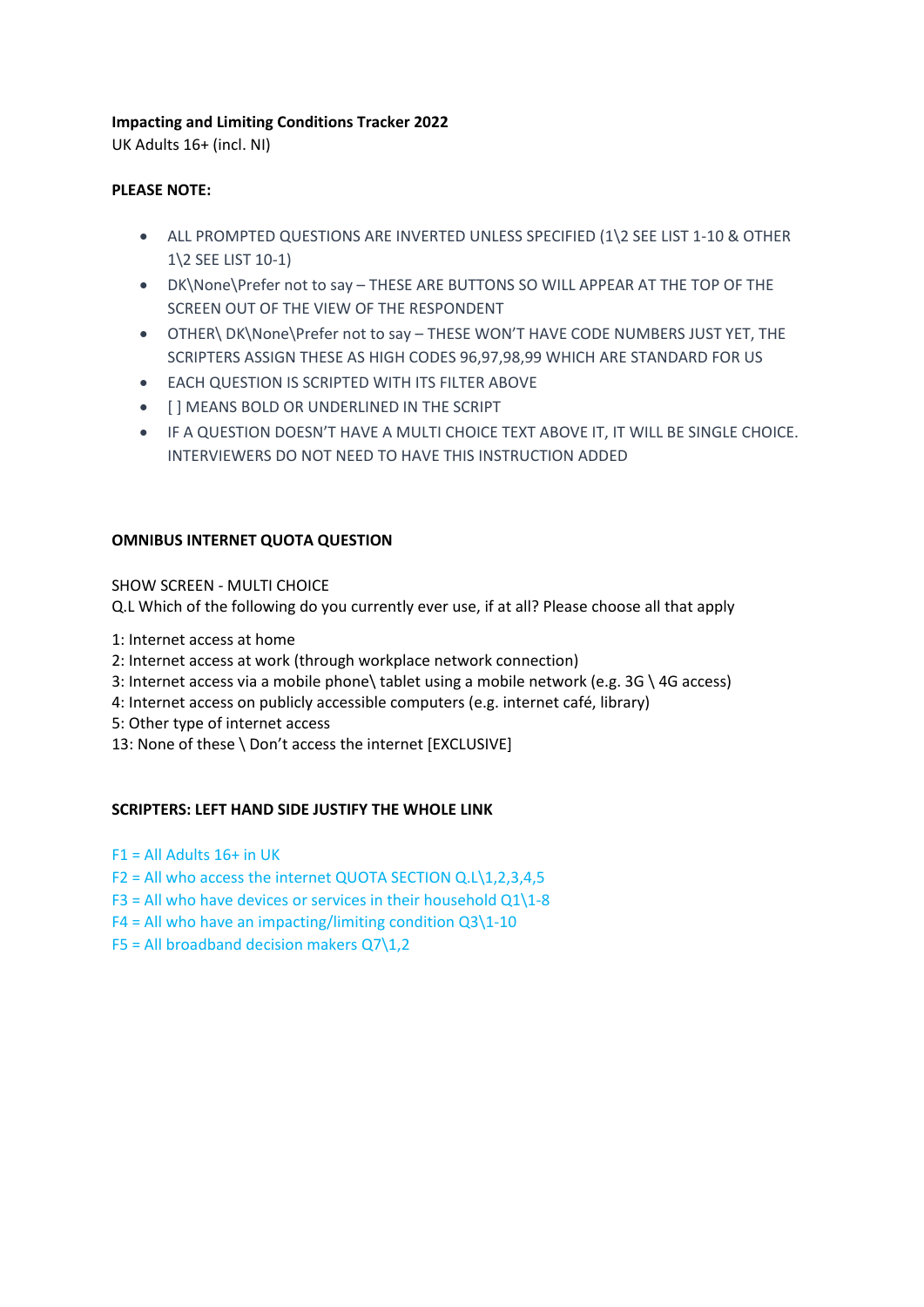**Impacting and Limiting Conditions Tracker 2022**
UK Adults 16+ (incl. NI)

**PLEASE NOTE:**

- ALL PROMPTED QUESTIONS ARE INVERTED UNLESS SPECIFIED (1\2 SEE LIST 1-10 & OTHER 1\2 SEE LIST 10-1)
- DK\None\Prefer not to say – THESE ARE BUTTONS SO WILL APPEAR AT THE TOP OF THE SCREEN OUT OF THE VIEW OF THE RESPONDENT
- OTHER\ DK\None\Prefer not to say – THESE WON'T HAVE CODE NUMBERS JUST YET, THE SCRIPTERS ASSIGN THESE AS HIGH CODES 96,97,98,99 WHICH ARE STANDARD FOR US
- EACH QUESTION IS SCRIPTED WITH ITS FILTER ABOVE
- [ ] MEANS BOLD OR UNDERLINED IN THE SCRIPT
- IF A QUESTION DOESN'T HAVE A MULTI CHOICE TEXT ABOVE IT, IT WILL BE SINGLE CHOICE. INTERVIEWERS DO NOT NEED TO HAVE THIS INSTRUCTION ADDED

**OMNIBUS INTERNET QUOTA QUESTION**

SHOW SCREEN - MULTI CHOICE
Q.L Which of the following do you currently ever use, if at all? Please choose all that apply

1: Internet access at home
2: Internet access at work (through workplace network connection)
3: Internet access via a mobile phone\ tablet using a mobile network (e.g. 3G \ 4G access)
4: Internet access on publicly accessible computers (e.g. internet café, library)
5: Other type of internet access
13: None of these \ Don't access the internet [EXCLUSIVE]

**SCRIPTERS: LEFT HAND SIDE JUSTIFY THE WHOLE LINK**

F1 = All Adults 16+ in UK
F2 = All who access the internet QUOTA SECTION Q.L\1,2,3,4,5
F3 = All who have devices or services in their household Q1\1-8
F4 = All who have an impacting/limiting condition Q3\1-10
F5 = All broadband decision makers Q7\1,2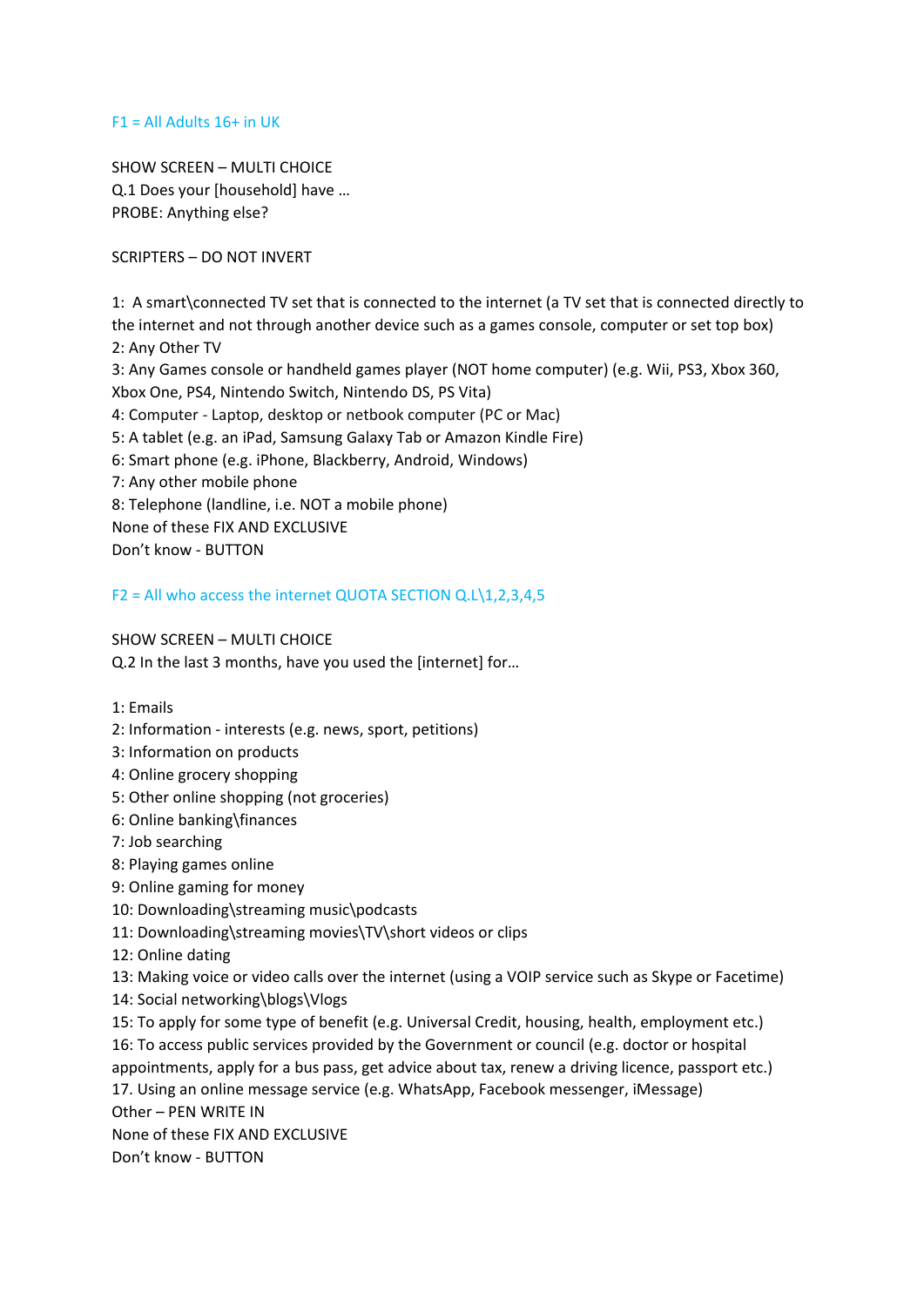F1 = All Adults 16+ in UK

SHOW SCREEN – MULTI CHOICE
Q.1 Does your [household] have …
PROBE: Anything else?

SCRIPTERS – DO NOT INVERT

1: A smart\connected TV set that is connected to the internet (a TV set that is connected directly to the internet and not through another device such as a games console, computer or set top box)
2: Any Other TV
3: Any Games console or handheld games player (NOT home computer) (e.g. Wii, PS3, Xbox 360, Xbox One, PS4, Nintendo Switch, Nintendo DS, PS Vita)
4: Computer - Laptop, desktop or netbook computer (PC or Mac)
5: A tablet (e.g. an iPad, Samsung Galaxy Tab or Amazon Kindle Fire)
6: Smart phone (e.g. iPhone, Blackberry, Android, Windows)
7: Any other mobile phone
8: Telephone (landline, i.e. NOT a mobile phone)
None of these FIX AND EXCLUSIVE
Don't know - BUTTON

F2 = All who access the internet QUOTA SECTION Q.L\1,2,3,4,5

SHOW SCREEN – MULTI CHOICE
Q.2 In the last 3 months, have you used the [internet] for…

1: Emails
2: Information - interests (e.g. news, sport, petitions)
3: Information on products
4: Online grocery shopping
5: Other online shopping (not groceries)
6: Online banking\finances
7: Job searching
8: Playing games online
9: Online gaming for money
10: Downloading\streaming music\podcasts
11: Downloading\streaming movies\TV\short videos or clips
12: Online dating
13: Making voice or video calls over the internet (using a VOIP service such as Skype or Facetime)
14: Social networking\blogs\Vlogs
15: To apply for some type of benefit (e.g. Universal Credit, housing, health, employment etc.)
16: To access public services provided by the Government or council (e.g. doctor or hospital appointments, apply for a bus pass, get advice about tax, renew a driving licence, passport etc.)
17. Using an online message service (e.g. WhatsApp, Facebook messenger, iMessage)
Other – PEN WRITE IN
None of these FIX AND EXCLUSIVE
Don't know - BUTTON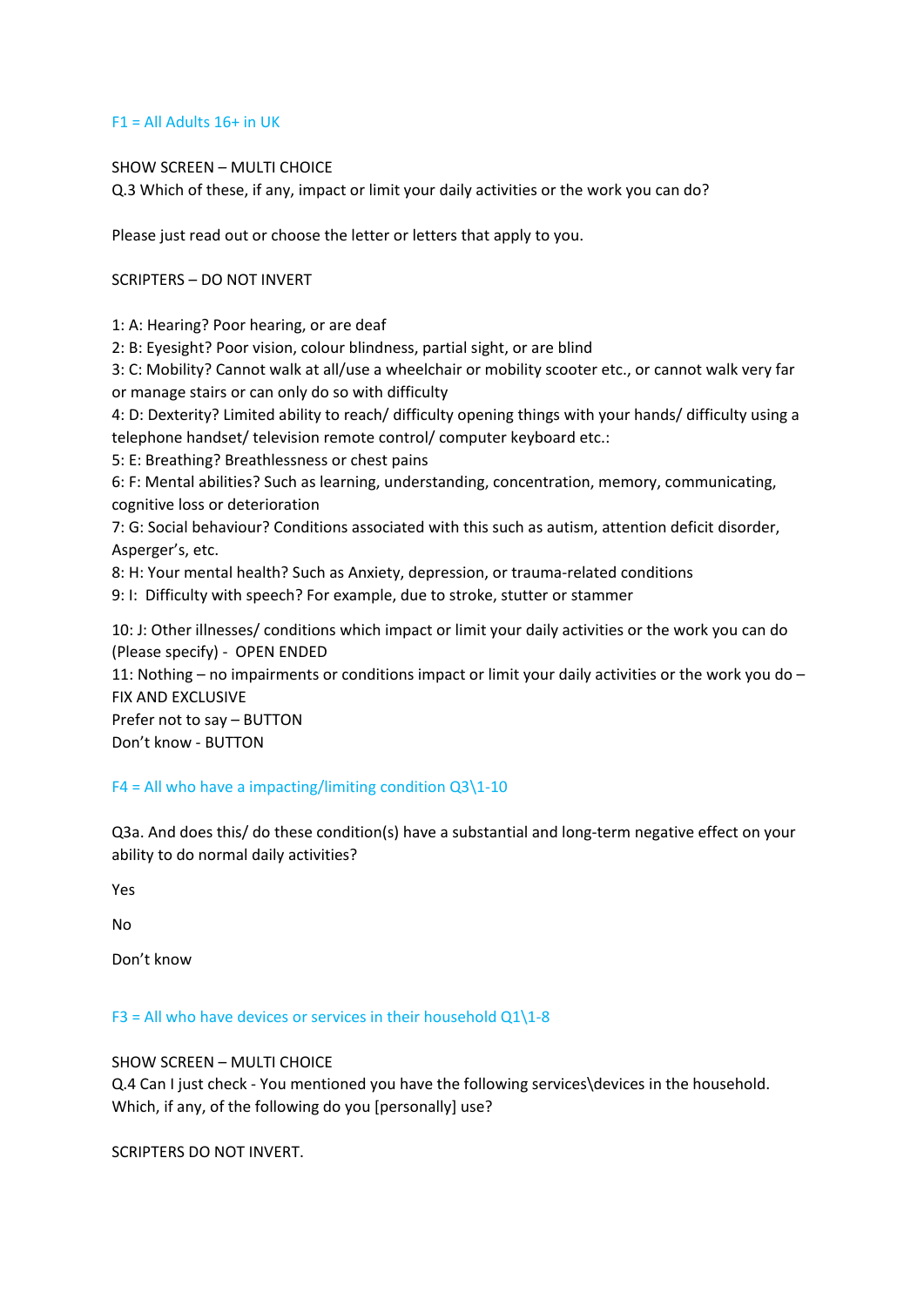F1 = All Adults 16+ in UK

SHOW SCREEN – MULTI CHOICE
Q.3 Which of these, if any, impact or limit your daily activities or the work you can do?

Please just read out or choose the letter or letters that apply to you.

SCRIPTERS – DO NOT INVERT

1: A: Hearing? Poor hearing, or are deaf
2: B: Eyesight? Poor vision, colour blindness, partial sight, or are blind
3: C: Mobility? Cannot walk at all/use a wheelchair or mobility scooter etc., or cannot walk very far or manage stairs or can only do so with difficulty
4: D: Dexterity? Limited ability to reach/ difficulty opening things with your hands/ difficulty using a telephone handset/ television remote control/ computer keyboard etc.:
5: E: Breathing? Breathlessness or chest pains
6: F: Mental abilities? Such as learning, understanding, concentration, memory, communicating, cognitive loss or deterioration
7: G: Social behaviour? Conditions associated with this such as autism, attention deficit disorder, Asperger's, etc.
8: H: Your mental health? Such as Anxiety, depression, or trauma-related conditions
9: I: Difficulty with speech? For example, due to stroke, stutter or stammer

10: J: Other illnesses/ conditions which impact or limit your daily activities or the work you can do (Please specify) - OPEN ENDED
11: Nothing – no impairments or conditions impact or limit your daily activities or the work you do – FIX AND EXCLUSIVE
Prefer not to say – BUTTON
Don't know - BUTTON

F4 = All who have a impacting/limiting condition Q3\1-10

Q3a. And does this/ do these condition(s) have a substantial and long-term negative effect on your ability to do normal daily activities?

Yes

No

Don't know

F3 = All who have devices or services in their household Q1\1-8

SHOW SCREEN – MULTI CHOICE
Q.4 Can I just check - You mentioned you have the following services\devices in the household. Which, if any, of the following do you [personally] use?

SCRIPTERS DO NOT INVERT.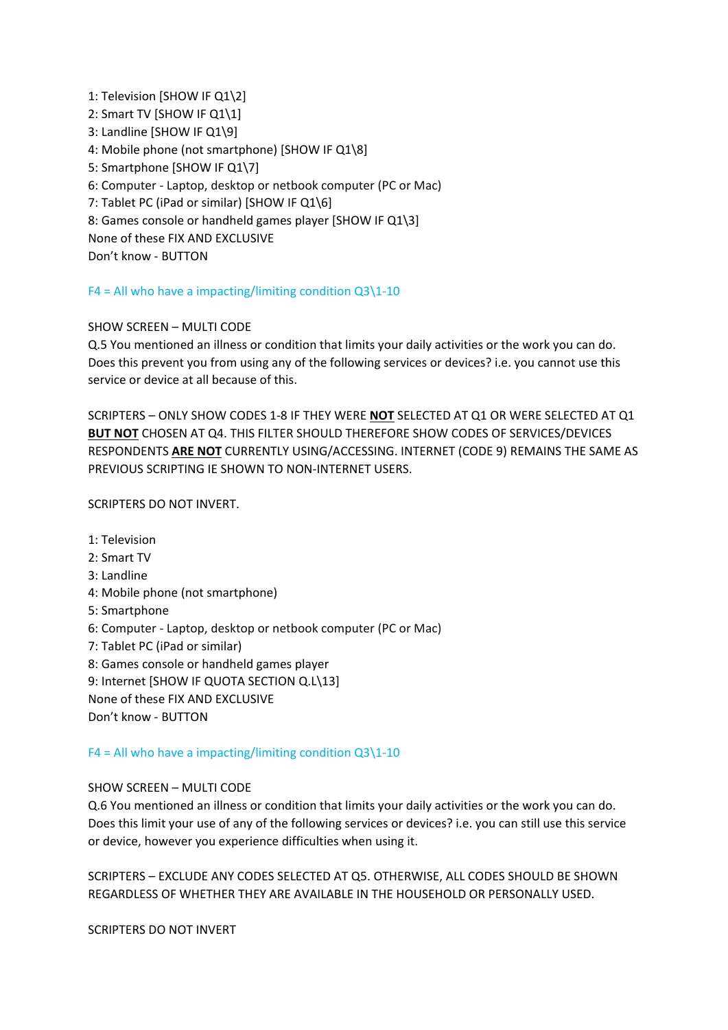1: Television [SHOW IF Q1\2]
2: Smart TV [SHOW IF Q1\1]
3: Landline [SHOW IF Q1\9]
4: Mobile phone (not smartphone) [SHOW IF Q1\8]
5: Smartphone [SHOW IF Q1\7]
6: Computer - Laptop, desktop or netbook computer (PC or Mac)
7: Tablet PC (iPad or similar) [SHOW IF Q1\6]
8: Games console or handheld games player [SHOW IF Q1\3]
None of these FIX AND EXCLUSIVE
Don't know - BUTTON

F4 = All who have a impacting/limiting condition Q3\1-10

SHOW SCREEN – MULTI CODE
Q.5 You mentioned an illness or condition that limits your daily activities or the work you can do. Does this prevent you from using any of the following services or devices? i.e. you cannot use this service or device at all because of this.

SCRIPTERS – ONLY SHOW CODES 1-8 IF THEY WERE **NOT** SELECTED AT Q1 OR WERE SELECTED AT Q1 **BUT NOT** CHOSEN AT Q4. THIS FILTER SHOULD THEREFORE SHOW CODES OF SERVICES/DEVICES RESPONDENTS **ARE NOT** CURRENTLY USING/ACCESSING. INTERNET (CODE 9) REMAINS THE SAME AS PREVIOUS SCRIPTING IE SHOWN TO NON-INTERNET USERS.

SCRIPTERS DO NOT INVERT.

1: Television
2: Smart TV
3: Landline
4: Mobile phone (not smartphone)
5: Smartphone
6: Computer - Laptop, desktop or netbook computer (PC or Mac)
7: Tablet PC (iPad or similar)
8: Games console or handheld games player
9: Internet [SHOW IF QUOTA SECTION Q.L\13]
None of these FIX AND EXCLUSIVE
Don't know - BUTTON

F4 = All who have a impacting/limiting condition Q3\1-10

SHOW SCREEN – MULTI CODE
Q.6 You mentioned an illness or condition that limits your daily activities or the work you can do. Does this limit your use of any of the following services or devices? i.e. you can still use this service or device, however you experience difficulties when using it.

SCRIPTERS – EXCLUDE ANY CODES SELECTED AT Q5. OTHERWISE, ALL CODES SHOULD BE SHOWN REGARDLESS OF WHETHER THEY ARE AVAILABLE IN THE HOUSEHOLD OR PERSONALLY USED.

SCRIPTERS DO NOT INVERT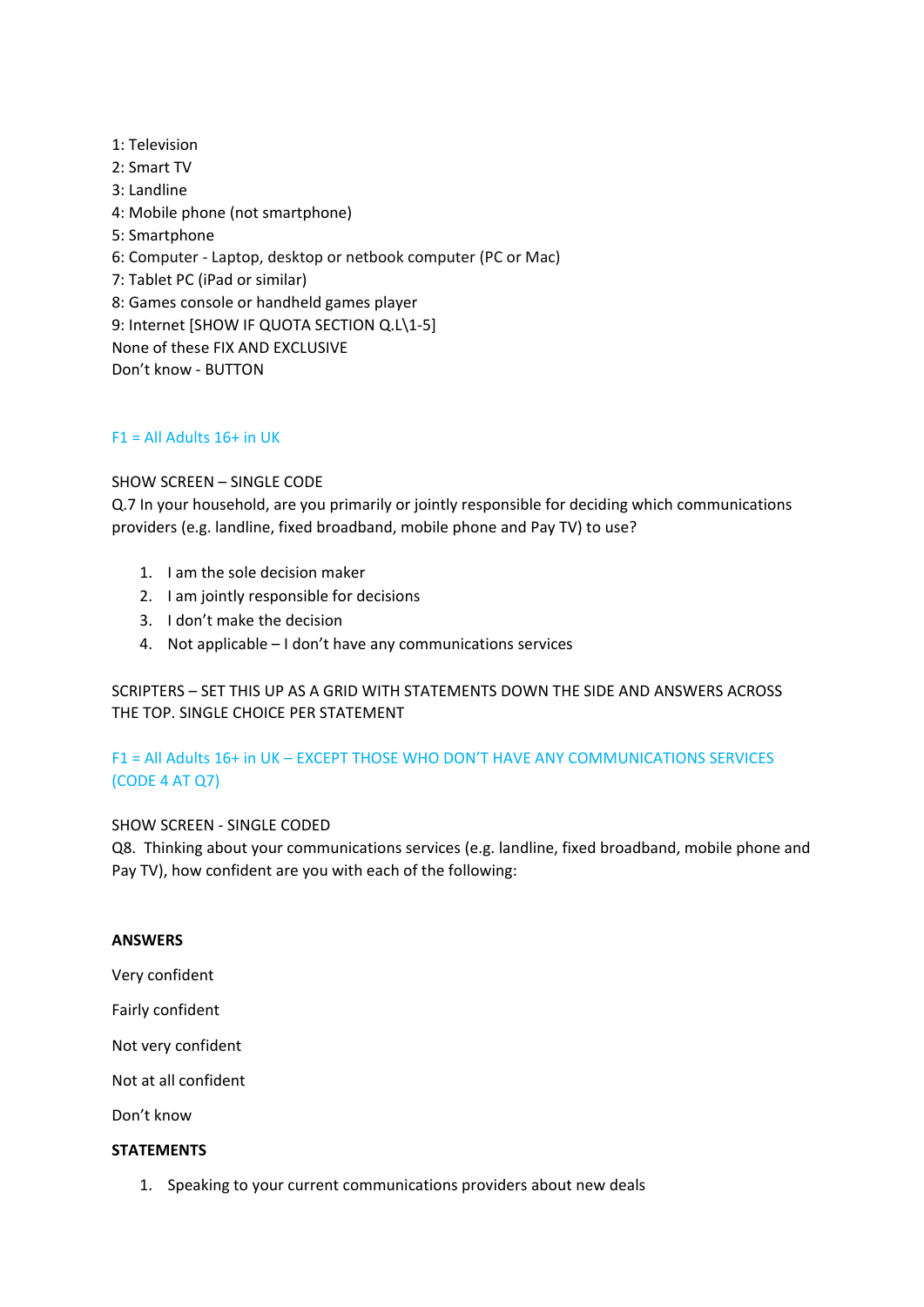1: Television
2: Smart TV
3: Landline
4: Mobile phone (not smartphone)
5: Smartphone
6: Computer - Laptop, desktop or netbook computer (PC or Mac)
7: Tablet PC (iPad or similar)
8: Games console or handheld games player
9: Internet [SHOW IF QUOTA SECTION Q.L\1-5]
None of these FIX AND EXCLUSIVE
Don't know - BUTTON

F1 = All Adults 16+ in UK

SHOW SCREEN – SINGLE CODE
Q.7 In your household, are you primarily or jointly responsible for deciding which communications providers (e.g. landline, fixed broadband, mobile phone and Pay TV) to use?

1. I am the sole decision maker
2. I am jointly responsible for decisions
3. I don't make the decision
4. Not applicable – I don't have any communications services

SCRIPTERS – SET THIS UP AS A GRID WITH STATEMENTS DOWN THE SIDE AND ANSWERS ACROSS THE TOP. SINGLE CHOICE PER STATEMENT

F1 = All Adults 16+ in UK – EXCEPT THOSE WHO DON'T HAVE ANY COMMUNICATIONS SERVICES (CODE 4 AT Q7)

SHOW SCREEN - SINGLE CODED
Q8. Thinking about your communications services (e.g. landline, fixed broadband, mobile phone and Pay TV), how confident are you with each of the following:

**ANSWERS**

Very confident

Fairly confident

Not very confident

Not at all confident

Don't know

**STATEMENTS**

1. Speaking to your current communications providers about new deals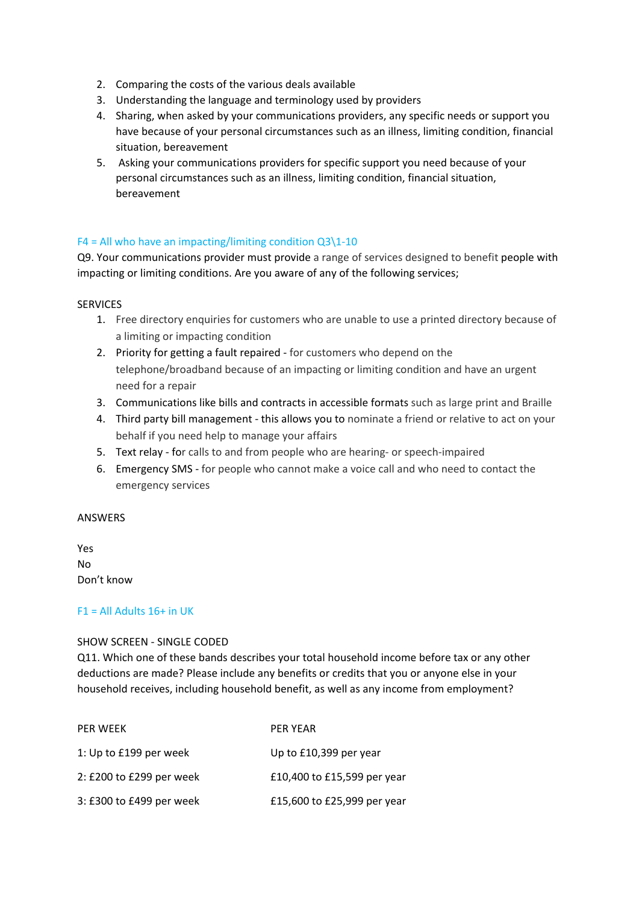2. Comparing the costs of the various deals available
3. Understanding the language and terminology used by providers
4. Sharing, when asked by your communications providers, any specific needs or support you have because of your personal circumstances such as an illness, limiting condition, financial situation, bereavement
5. Asking your communications providers for specific support you need because of your personal circumstances such as an illness, limiting condition, financial situation, bereavement

F4 = All who have an impacting/limiting condition Q3\1-10

Q9. Your communications provider must provide a range of services designed to benefit people with impacting or limiting conditions. Are you aware of any of the following services;

SERVICES

1. Free directory enquiries for customers who are unable to use a printed directory because of a limiting or impacting condition
2. Priority for getting a fault repaired - for customers who depend on the telephone/broadband because of an impacting or limiting condition and have an urgent need for a repair
3. Communications like bills and contracts in accessible formats such as large print and Braille
4. Third party bill management - this allows you to nominate a friend or relative to act on your behalf if you need help to manage your affairs
5. Text relay - for calls to and from people who are hearing- or speech-impaired
6. Emergency SMS - for people who cannot make a voice call and who need to contact the emergency services

ANSWERS

Yes
No
Don't know

F1 = All Adults 16+ in UK

SHOW SCREEN - SINGLE CODED

Q11. Which one of these bands describes your total household income before tax or any other deductions are made? Please include any benefits or credits that you or anyone else in your household receives, including household benefit, as well as any income from employment?

| PER WEEK | PER YEAR |
|---|---|
| 1: Up to £199 per week | Up to £10,399 per year |
| 2: £200 to £299 per week | £10,400 to £15,599 per year |
| 3: £300 to £499 per week | £15,600 to £25,999 per year |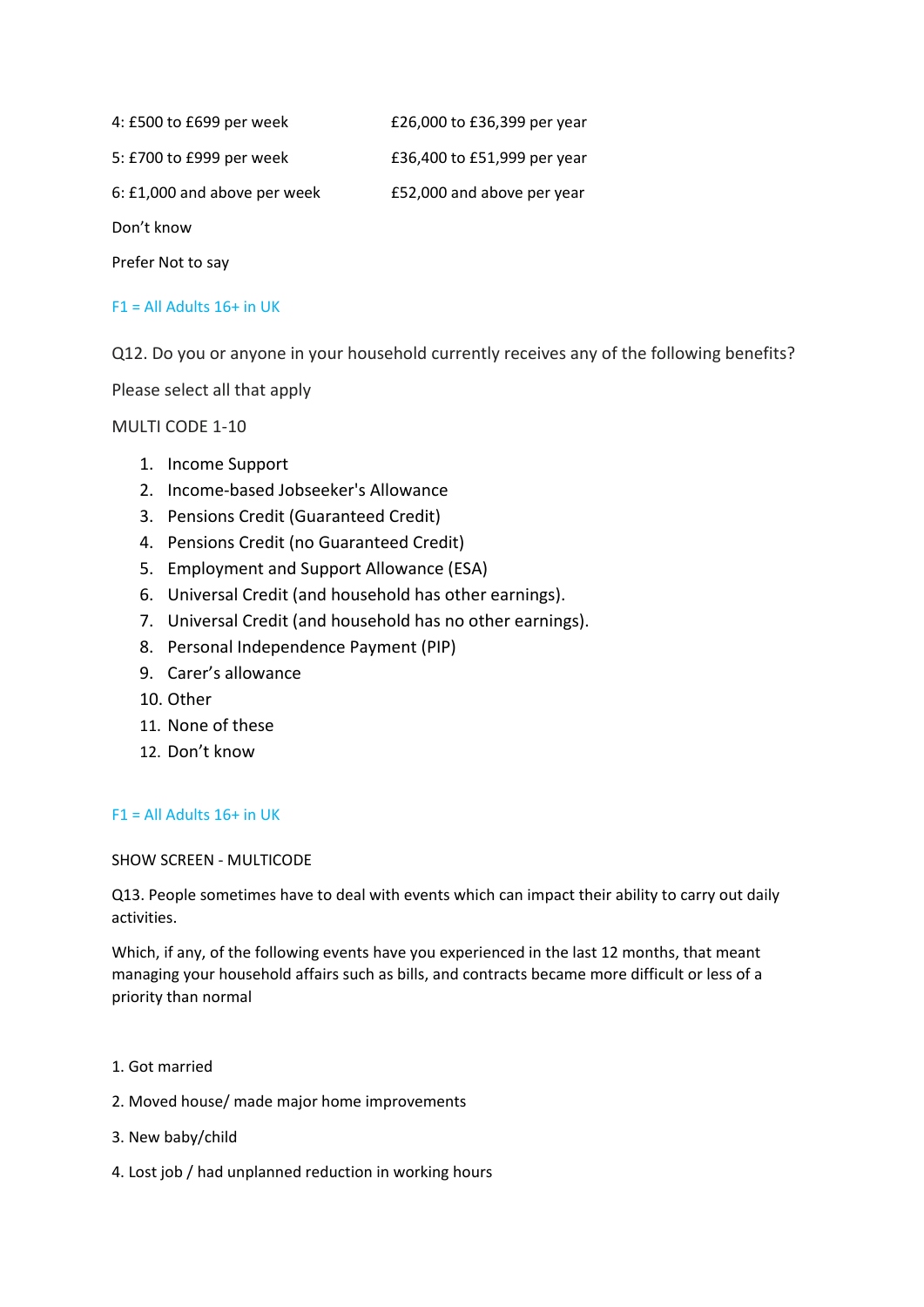| | |
|---|---|
| 4: £500 to £699 per week | £26,000 to £36,399 per year |
| 5: £700 to £999 per week | £36,400 to £51,999 per year |
| 6: £1,000 and above per week | £52,000 and above per year |

Don't know

Prefer Not to say

F1 = All Adults 16+ in UK

Q12. Do you or anyone in your household currently receives any of the following benefits?

Please select all that apply

MULTI CODE 1-10

1. Income Support
2. Income-based Jobseeker's Allowance
3. Pensions Credit (Guaranteed Credit)
4. Pensions Credit (no Guaranteed Credit)
5. Employment and Support Allowance (ESA)
6. Universal Credit (and household has other earnings).
7. Universal Credit (and household has no other earnings).
8. Personal Independence Payment (PIP)
9. Carer's allowance
10. Other
11. None of these
12. Don't know

F1 = All Adults 16+ in UK

SHOW SCREEN - MULTICODE

Q13. People sometimes have to deal with events which can impact their ability to carry out daily activities.

Which, if any, of the following events have you experienced in the last 12 months, that meant managing your household affairs such as bills, and contracts became more difficult or less of a priority than normal

1. Got married
2. Moved house/ made major home improvements
3. New baby/child
4. Lost job / had unplanned reduction in working hours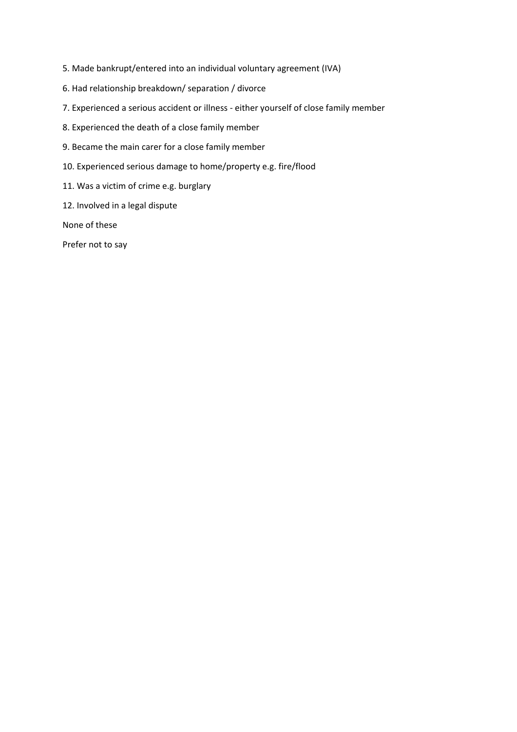5. Made bankrupt/entered into an individual voluntary agreement (IVA)

6. Had relationship breakdown/ separation / divorce

7. Experienced a serious accident or illness - either yourself of close family member

8. Experienced the death of a close family member

9. Became the main carer for a close family member

10. Experienced serious damage to home/property e.g. fire/flood

11. Was a victim of crime e.g. burglary

12. Involved in a legal dispute

None of these

Prefer not to say